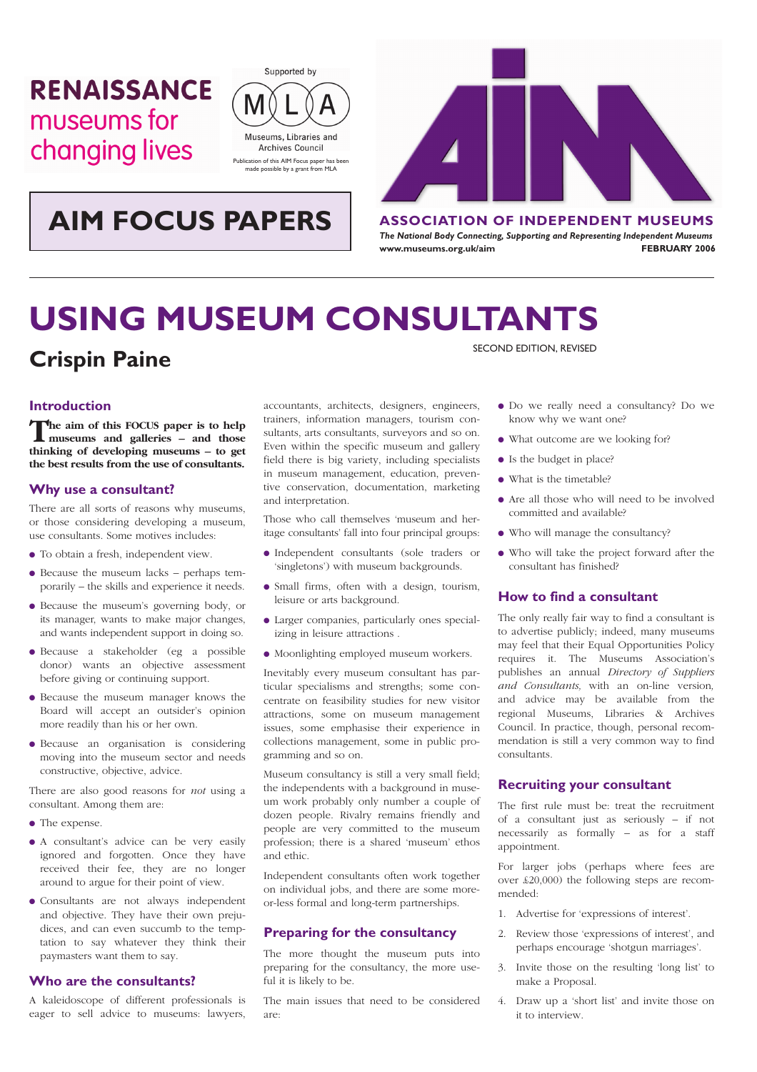RENAISSANCE museums for changing lives

Supported by MLA Museums, Libraries and Archives Council

Publication of this AIM Focus paper has been made possible by a grant from MLA

AIM FOCUS PAPERS

ASSOCIATION OF INDEPENDENT MUSEUMS

*The National Body Connecting, Supporting and Representing Independent Museums*

www.museums.org.uk/aim

FEBRUARY 2006

# USING MUSEUM CONSULTANTS

## Crispin Paine

SECOND EDITION, REVISED

### Introduction

**The aim of this FOCUS paper is to help museums and galleries – and those thinking of developing museums – to get the best results from the use of consultants.**

### Why use a consultant?

There are all sorts of reasons why museums, or those considering developing a museum, use consultants. Some motives includes:

- To obtain a fresh, independent view.
- Because the museum lacks – perhaps temporarily – the skills and experience it needs.
- Because the museum's governing body, or its manager, wants to make major changes, and wants independent support in doing so.
- Because a stakeholder (eg a possible donor) wants an objective assessment before giving or continuing support.
- Because the museum manager knows the Board will accept an outsider's opinion more readily than his or her own.
- Because an organisation is considering moving into the museum sector and needs constructive, objective, advice.

There are also good reasons for *not* using a consultant. Among them are:

- The expense.
- A consultant's advice can be very easily ignored and forgotten. Once they have received their fee, they are no longer around to argue for their point of view.
- Consultants are not always independent and objective. They have their own prejudices, and can even succumb to the temptation to say whatever they think their paymasters want them to say.

### Who are the consultants?

A kaleidoscope of different professionals is eager to sell advice to museums: lawyers, accountants, architects, designers, engineers, trainers, information managers, tourism consultants, arts consultants, surveyors and so on. Even within the specific museum and gallery field there is big variety, including specialists in museum management, education, preventive conservation, documentation, marketing and interpretation.

Those who call themselves 'museum and heritage consultants' fall into four principal groups:

- Independent consultants (sole traders or 'singletons') with museum backgrounds.
- Small firms, often with a design, tourism, leisure or arts background.
- Larger companies, particularly ones specializing in leisure attractions .
- Moonlighting employed museum workers.

Inevitably every museum consultant has particular specialisms and strengths; some concentrate on feasibility studies for new visitor attractions, some on museum management issues, some emphasise their experience in collections management, some in public programming and so on.

Museum consultancy is still a very small field; the independents with a background in museum work probably only number a couple of dozen people. Rivalry remains friendly and people are very committed to the museum profession; there is a shared 'museum' ethos and ethic.

Independent consultants often work together on individual jobs, and there are some more-or-less formal and long-term partnerships.

### Preparing for the consultancy

The more thought the museum puts into preparing for the consultancy, the more useful it is likely to be.

The main issues that need to be considered are:

- Do we really need a consultancy? Do we know why we want one?
- What outcome are we looking for?
- Is the budget in place?
- What is the timetable?
- Are all those who will need to be involved committed and available?
- Who will manage the consultancy?
- Who will take the project forward after the consultant has finished?

### How to find a consultant

The only really fair way to find a consultant is to advertise publicly; indeed, many museums may feel that their Equal Opportunities Policy requires it. The Museums Association's publishes an annual *Directory of Suppliers and Consultants,* with an on-line version, and advice may be available from the regional Museums, Libraries & Archives Council. In practice, though, personal recommendation is still a very common way to find consultants.

### Recruiting your consultant

The first rule must be: treat the recruitment of a consultant just as seriously – if not necessarily as formally – as for a staff appointment.

For larger jobs (perhaps where fees are over £20,000) the following steps are recommended:

1. Advertise for 'expressions of interest'.
2. Review those 'expressions of interest', and perhaps encourage 'shotgun marriages'.
3. Invite those on the resulting 'long list' to make a Proposal.
4. Draw up a 'short list' and invite those on it to interview.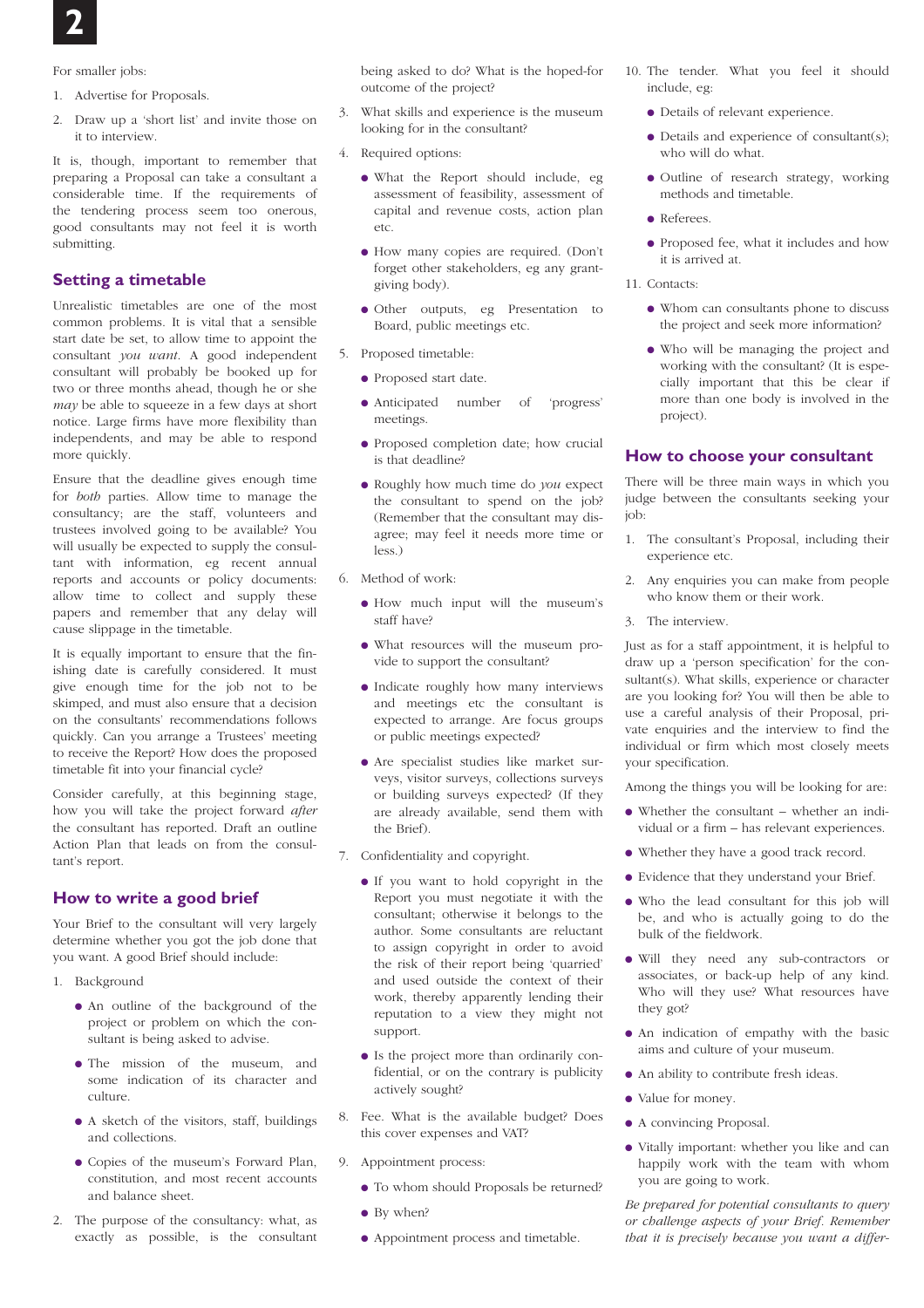For smaller jobs:

1. Advertise for Proposals.
2. Draw up a 'short list' and invite those on it to interview.

It is, though, important to remember that preparing a Proposal can take a consultant a considerable time. If the requirements of the tendering process seem too onerous, good consultants may not feel it is worth submitting.

## Setting a timetable

Unrealistic timetables are one of the most common problems. It is vital that a sensible start date be set, to allow time to appoint the consultant *you want*. A good independent consultant will probably be booked up for two or three months ahead, though he or she *may* be able to squeeze in a few days at short notice. Large firms have more flexibility than independents, and may be able to respond more quickly.

Ensure that the deadline gives enough time for *both* parties. Allow time to manage the consultancy; are the staff, volunteers and trustees involved going to be available? You will usually be expected to supply the consultant with information, eg recent annual reports and accounts or policy documents: allow time to collect and supply these papers and remember that any delay will cause slippage in the timetable.

It is equally important to ensure that the finishing date is carefully considered. It must give enough time for the job not to be skimped, and must also ensure that a decision on the consultants' recommendations follows quickly. Can you arrange a Trustees' meeting to receive the Report? How does the proposed timetable fit into your financial cycle?

Consider carefully, at this beginning stage, how you will take the project forward *after* the consultant has reported. Draft an outline Action Plan that leads on from the consultant's report.

## How to write a good brief

Your Brief to the consultant will very largely determine whether you got the job done that you want. A good Brief should include:

1. Background
   - An outline of the background of the project or problem on which the consultant is being asked to advise.
   - The mission of the museum, and some indication of its character and culture.
   - A sketch of the visitors, staff, buildings and collections.
   - Copies of the museum's Forward Plan, constitution, and most recent accounts and balance sheet.
2. The purpose of the consultancy: what, as exactly as possible, is the consultant being asked to do? What is the hoped-for outcome of the project?
3. What skills and experience is the museum looking for in the consultant?
4. Required options:
   - What the Report should include, eg assessment of feasibility, assessment of capital and revenue costs, action plan etc.
   - How many copies are required. (Don't forget other stakeholders, eg any grant-giving body).
   - Other outputs, eg Presentation to Board, public meetings etc.
5. Proposed timetable:
   - Proposed start date.
   - Anticipated number of 'progress' meetings.
   - Proposed completion date; how crucial is that deadline?
   - Roughly how much time do *you* expect the consultant to spend on the job? (Remember that the consultant may disagree; may feel it needs more time or less.)
6. Method of work:
   - How much input will the museum's staff have?
   - What resources will the museum provide to support the consultant?
   - Indicate roughly how many interviews and meetings etc the consultant is expected to arrange. Are focus groups or public meetings expected?
   - Are specialist studies like market surveys, visitor surveys, collections surveys or building surveys expected? (If they are already available, send them with the Brief).
7. Confidentiality and copyright.
   - If you want to hold copyright in the Report you must negotiate it with the consultant; otherwise it belongs to the author. Some consultants are reluctant to assign copyright in order to avoid the risk of their report being 'quarried' and used outside the context of their work, thereby apparently lending their reputation to a view they might not support.
   - Is the project more than ordinarily confidential, or on the contrary is publicity actively sought?
8. Fee. What is the available budget? Does this cover expenses and VAT?
9. Appointment process:
   - To whom should Proposals be returned?
   - By when?
   - Appointment process and timetable.
10. The tender. What you feel it should include, eg:
    - Details of relevant experience.
    - Details and experience of consultant(s); who will do what.
    - Outline of research strategy, working methods and timetable.
    - Referees.
    - Proposed fee, what it includes and how it is arrived at.
11. Contacts:
    - Whom can consultants phone to discuss the project and seek more information?
    - Who will be managing the project and working with the consultant? (It is especially important that this be clear if more than one body is involved in the project).

## How to choose your consultant

There will be three main ways in which you judge between the consultants seeking your job:

1. The consultant's Proposal, including their experience etc.
2. Any enquiries you can make from people who know them or their work.
3. The interview.

Just as for a staff appointment, it is helpful to draw up a 'person specification' for the consultant(s). What skills, experience or character are you looking for? You will then be able to use a careful analysis of their Proposal, private enquiries and the interview to find the individual or firm which most closely meets your specification.

Among the things you will be looking for are:

- Whether the consultant – whether an individual or a firm – has relevant experiences.
- Whether they have a good track record.
- Evidence that they understand your Brief.
- Who the lead consultant for this job will be, and who is actually going to do the bulk of the fieldwork.
- Will they need any sub-contractors or associates, or back-up help of any kind. Who will they use? What resources have they got?
- An indication of empathy with the basic aims and culture of your museum.
- An ability to contribute fresh ideas.
- Value for money.
- A convincing Proposal.
- Vitally important: whether you like and can happily work with the team with whom you are going to work.

*Be prepared for potential consultants to query or challenge aspects of your Brief. Remember that it is precisely because you want a differ-*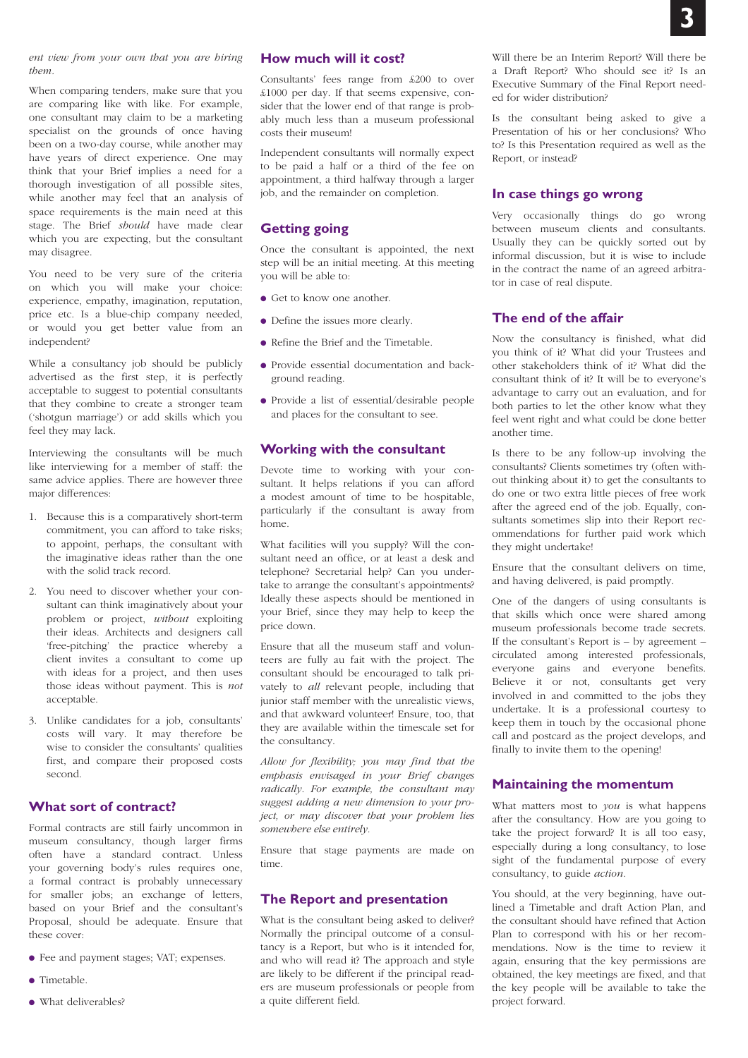*ent view from your own that you are hiring them.*

When comparing tenders, make sure that you are comparing like with like. For example, one consultant may claim to be a marketing specialist on the grounds of once having been on a two-day course, while another may have years of direct experience. One may think that your Brief implies a need for a thorough investigation of all possible sites, while another may feel that an analysis of space requirements is the main need at this stage. The Brief *should* have made clear which you are expecting, but the consultant may disagree.

You need to be very sure of the criteria on which you will make your choice: experience, empathy, imagination, reputation, price etc. Is a blue-chip company needed, or would you get better value from an independent?

While a consultancy job should be publicly advertised as the first step, it is perfectly acceptable to suggest to potential consultants that they combine to create a stronger team ('shotgun marriage') or add skills which you feel they may lack.

Interviewing the consultants will be much like interviewing for a member of staff: the same advice applies. There are however three major differences:

1. Because this is a comparatively short-term commitment, you can afford to take risks; to appoint, perhaps, the consultant with the imaginative ideas rather than the one with the solid track record.
2. You need to discover whether your consultant can think imaginatively about your problem or project, *without* exploiting their ideas. Architects and designers call 'free-pitching' the practice whereby a client invites a consultant to come up with ideas for a project, and then uses those ideas without payment. This is *not* acceptable.
3. Unlike candidates for a job, consultants' costs will vary. It may therefore be wise to consider the consultants' qualities first, and compare their proposed costs second.

## What sort of contract?

Formal contracts are still fairly uncommon in museum consultancy, though larger firms often have a standard contract. Unless your governing body's rules requires one, a formal contract is probably unnecessary for smaller jobs; an exchange of letters, based on your Brief and the consultant's Proposal, should be adequate. Ensure that these cover:

- Fee and payment stages; VAT; expenses.
- Timetable.
- What deliverables?

## How much will it cost?

Consultants' fees range from £200 to over £1000 per day. If that seems expensive, consider that the lower end of that range is probably much less than a museum professional costs their museum!

Independent consultants will normally expect to be paid a half or a third of the fee on appointment, a third halfway through a larger job, and the remainder on completion.

## Getting going

Once the consultant is appointed, the next step will be an initial meeting. At this meeting you will be able to:

- Get to know one another.
- Define the issues more clearly.
- Refine the Brief and the Timetable.
- Provide essential documentation and background reading.
- Provide a list of essential/desirable people and places for the consultant to see.

## Working with the consultant

Devote time to working with your consultant. It helps relations if you can afford a modest amount of time to be hospitable, particularly if the consultant is away from home.

What facilities will you supply? Will the consultant need an office, or at least a desk and telephone? Secretarial help? Can you undertake to arrange the consultant's appointments? Ideally these aspects should be mentioned in your Brief, since they may help to keep the price down.

Ensure that all the museum staff and volunteers are fully au fait with the project. The consultant should be encouraged to talk privately to *all* relevant people, including that junior staff member with the unrealistic views, and that awkward volunteer! Ensure, too, that they are available within the timescale set for the consultancy.

*Allow for flexibility; you may find that the emphasis envisaged in your Brief changes radically. For example, the consultant may suggest adding a new dimension to your project, or may discover that your problem lies somewhere else entirely.*

Ensure that stage payments are made on time.

## The Report and presentation

What is the consultant being asked to deliver? Normally the principal outcome of a consultancy is a Report, but who is it intended for, and who will read it? The approach and style are likely to be different if the principal readers are museum professionals or people from a quite different field.

Will there be an Interim Report? Will there be a Draft Report? Who should see it? Is an Executive Summary of the Final Report needed for wider distribution?

Is the consultant being asked to give a Presentation of his or her conclusions? Who to? Is this Presentation required as well as the Report, or instead?

## In case things go wrong

Very occasionally things do go wrong between museum clients and consultants. Usually they can be quickly sorted out by informal discussion, but it is wise to include in the contract the name of an agreed arbitrator in case of real dispute.

## The end of the affair

Now the consultancy is finished, what did you think of it? What did your Trustees and other stakeholders think of it? What did the consultant think of it? It will be to everyone's advantage to carry out an evaluation, and for both parties to let the other know what they feel went right and what could be done better another time.

Is there to be any follow-up involving the consultants? Clients sometimes try (often without thinking about it) to get the consultants to do one or two extra little pieces of free work after the agreed end of the job. Equally, consultants sometimes slip into their Report recommendations for further paid work which they might undertake!

Ensure that the consultant delivers on time, and having delivered, is paid promptly.

One of the dangers of using consultants is that skills which once were shared among museum professionals become trade secrets. If the consultant's Report is – by agreement – circulated among interested professionals, everyone gains and everyone benefits. Believe it or not, consultants get very involved in and committed to the jobs they undertake. It is a professional courtesy to keep them in touch by the occasional phone call and postcard as the project develops, and finally to invite them to the opening!

## Maintaining the momentum

What matters most to *you* is what happens after the consultancy. How are you going to take the project forward? It is all too easy, especially during a long consultancy, to lose sight of the fundamental purpose of every consultancy, to guide *action*.

You should, at the very beginning, have outlined a Timetable and draft Action Plan, and the consultant should have refined that Action Plan to correspond with his or her recommendations. Now is the time to review it again, ensuring that the key permissions are obtained, the key meetings are fixed, and that the key people will be available to take the project forward.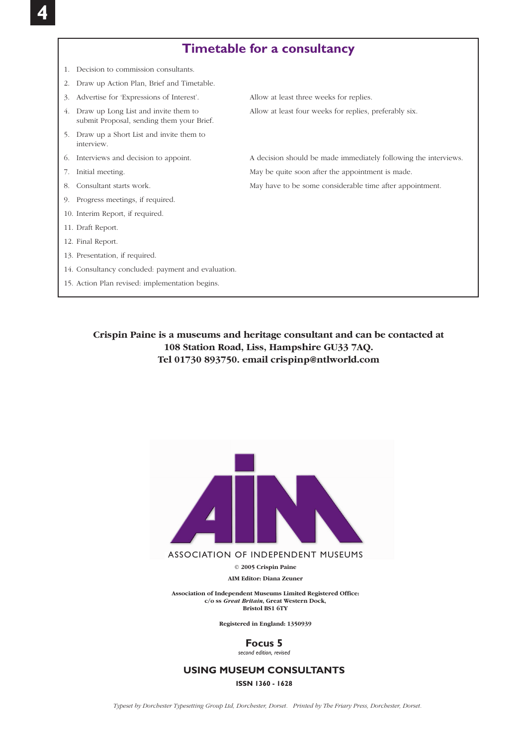## Timetable for a consultancy

| | |
|---|---|
| 1. Decision to commission consultants. | |
| 2. Draw up Action Plan, Brief and Timetable. | |
| 3. Advertise for 'Expressions of Interest'. | Allow at least three weeks for replies. |
| 4. Draw up Long List and invite them to submit Proposal, sending them your Brief. | Allow at least four weeks for replies, preferably six. |
| 5. Draw up a Short List and invite them to interview. | |
| 6. Interviews and decision to appoint. | A decision should be made immediately following the interviews. |
| 7. Initial meeting. | May be quite soon after the appointment is made. |
| 8. Consultant starts work. | May have to be some considerable time after appointment. |
| 9. Progress meetings, if required. | |
| 10. Interim Report, if required. | |
| 11. Draft Report. | |
| 12. Final Report. | |
| 13. Presentation, if required. | |
| 14. Consultancy concluded: payment and evaluation. | |
| 15. Action Plan revised: implementation begins. | |

**Crispin Paine is a museums and heritage consultant and can be contacted at 108 Station Road, Liss, Hampshire GU33 7AQ. Tel 01730 893750. email crispinp@ntlworld.com**

AIM

ASSOCIATION OF INDEPENDENT MUSEUMS

**© 2005 Crispin Paine**

**AIM Editor: Diana Zeuner**

**Association of Independent Museums Limited Registered Office: c/o ss *Great Britain*, Great Western Dock, Bristol BS1 6TY**

**Registered in England: 1350939**

**Focus 5**

*second edition, revised*

**USING MUSEUM CONSULTANTS**

**ISSN 1360 - 1628**

*Typeset by Dorchester Typesetting Group Ltd, Dorchester, Dorset. Printed by The Friary Press, Dorchester, Dorset.*